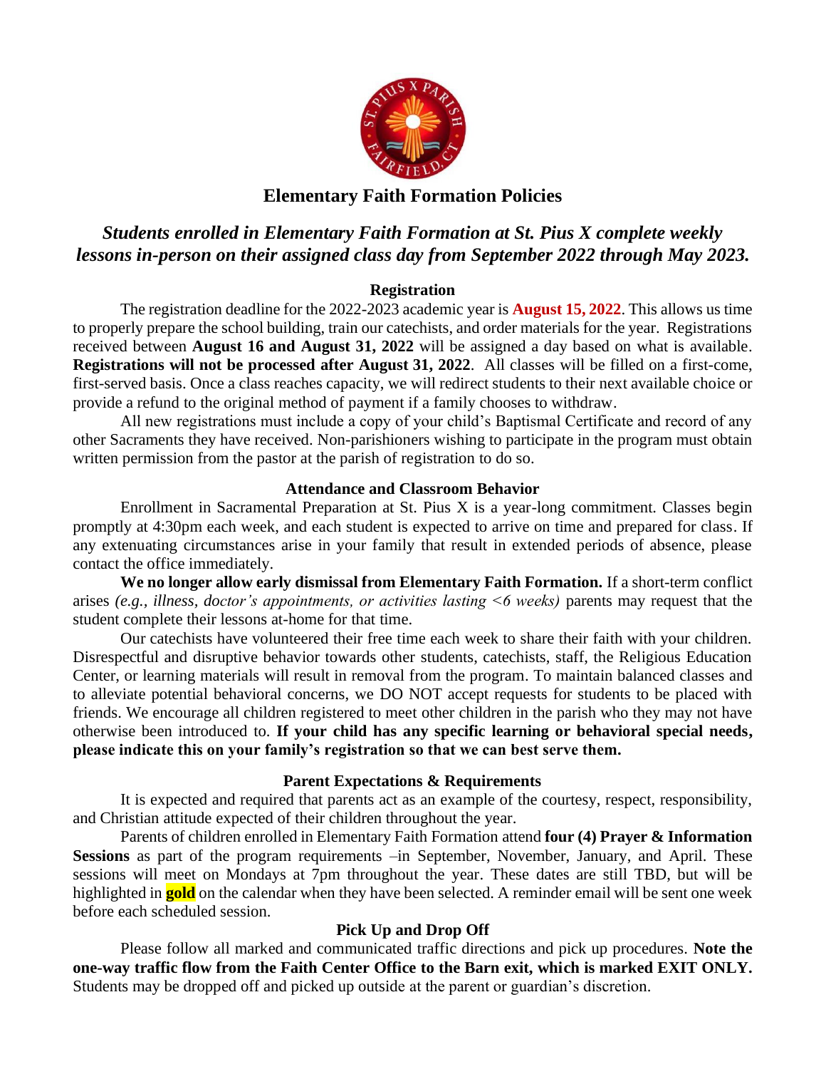# Elementary Faith Formation Policies

## *Students enrolled in Elementary Faith Formation at St. Pius X complete weekly lessons in-person on their assigned class day from September 2022 through May 2023.*

### Registration

The registration deadline for the 2022-2023 academic year is **August 15, 2022**. This allows us time to properly prepare the school building, train our catechists, and order materials for the year. Registrations received between **August 16 and August 31, 2022** will be assigned a day based on what is available. **Registrations will not be processed after August 31, 2022**. All classes will be filled on a first-come, first-served basis. Once a class reaches capacity, we will redirect students to their next available choice or provide a refund to the original method of payment if a family chooses to withdraw.

All new registrations must include a copy of your child's Baptismal Certificate and record of any other Sacraments they have received. Non-parishioners wishing to participate in the program must obtain written permission from the pastor at the parish of registration to do so.

### Attendance and Classroom Behavior

Enrollment in Sacramental Preparation at St. Pius X is a year-long commitment. Classes begin promptly at 4:30pm each week, and each student is expected to arrive on time and prepared for class. If any extenuating circumstances arise in your family that result in extended periods of absence, please contact the office immediately.

**We no longer allow early dismissal from Elementary Faith Formation.** If a short-term conflict arises *(e.g., illness, doctor's appointments, or activities lasting <6 weeks)* parents may request that the student complete their lessons at-home for that time.

Our catechists have volunteered their free time each week to share their faith with your children. Disrespectful and disruptive behavior towards other students, catechists, staff, the Religious Education Center, or learning materials will result in removal from the program. To maintain balanced classes and to alleviate potential behavioral concerns, we DO NOT accept requests for students to be placed with friends. We encourage all children registered to meet other children in the parish who they may not have otherwise been introduced to. **If your child has any specific learning or behavioral special needs, please indicate this on your family's registration so that we can best serve them.**

### Parent Expectations & Requirements

It is expected and required that parents act as an example of the courtesy, respect, responsibility, and Christian attitude expected of their children throughout the year.

Parents of children enrolled in Elementary Faith Formation attend **four (4) Prayer & Information Sessions** as part of the program requirements –in September, November, January, and April. These sessions will meet on Mondays at 7pm throughout the year. These dates are still TBD, but will be highlighted in **gold** on the calendar when they have been selected. A reminder email will be sent one week before each scheduled session.

### Pick Up and Drop Off

Please follow all marked and communicated traffic directions and pick up procedures. **Note the one-way traffic flow from the Faith Center Office to the Barn exit, which is marked EXIT ONLY.** Students may be dropped off and picked up outside at the parent or guardian's discretion.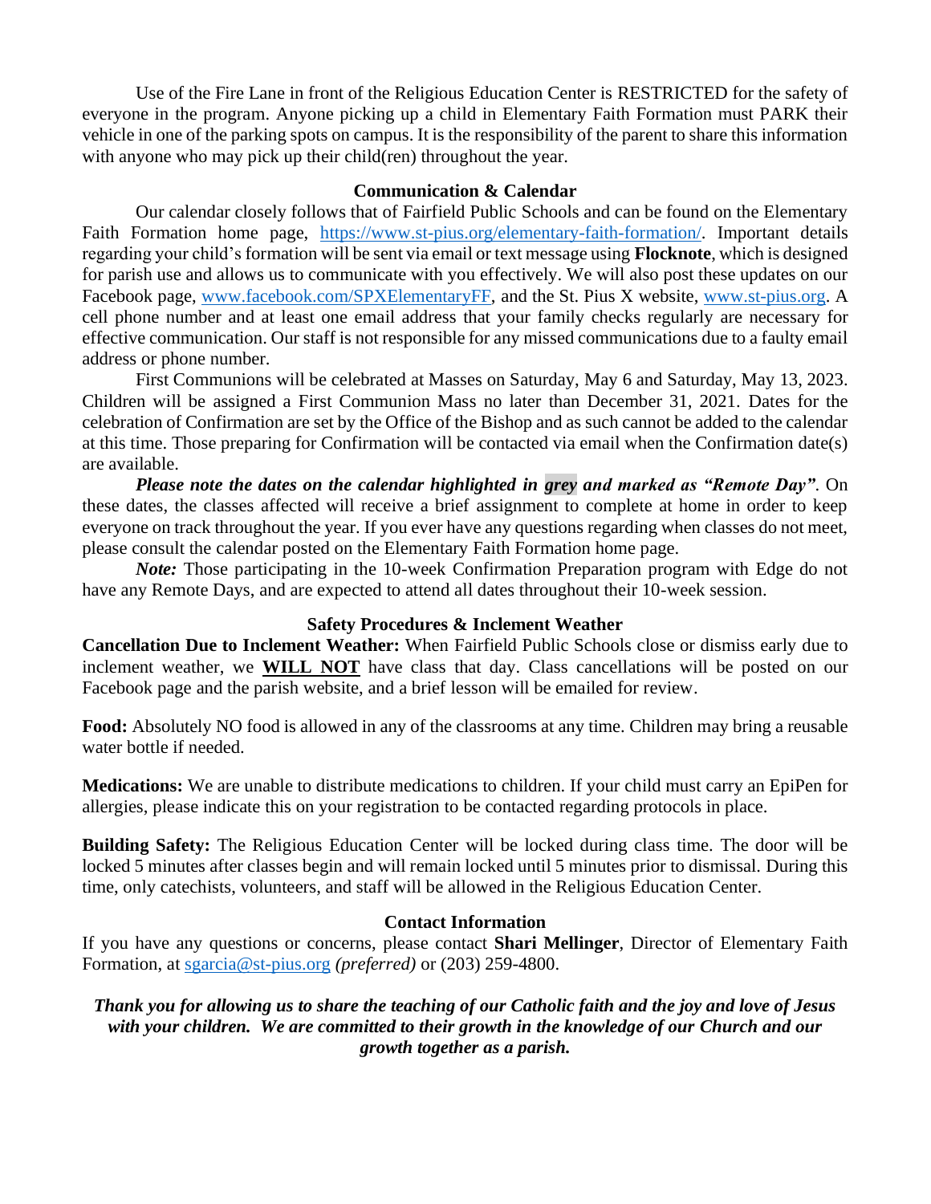Use of the Fire Lane in front of the Religious Education Center is RESTRICTED for the safety of everyone in the program. Anyone picking up a child in Elementary Faith Formation must PARK their vehicle in one of the parking spots on campus. It is the responsibility of the parent to share this information with anyone who may pick up their child(ren) throughout the year.

## Communication & Calendar

Our calendar closely follows that of Fairfield Public Schools and can be found on the Elementary Faith Formation home page, https://www.st-pius.org/elementary-faith-formation/. Important details regarding your child's formation will be sent via email or text message using **Flocknote**, which is designed for parish use and allows us to communicate with you effectively. We will also post these updates on our Facebook page, www.facebook.com/SPXElementaryFF, and the St. Pius X website, www.st-pius.org. A cell phone number and at least one email address that your family checks regularly are necessary for effective communication. Our staff is not responsible for any missed communications due to a faulty email address or phone number.

First Communions will be celebrated at Masses on Saturday, May 6 and Saturday, May 13, 2023. Children will be assigned a First Communion Mass no later than December 31, 2021. Dates for the celebration of Confirmation are set by the Office of the Bishop and as such cannot be added to the calendar at this time. Those preparing for Confirmation will be contacted via email when the Confirmation date(s) are available.

***Please note the dates on the calendar highlighted in grey and marked as "Remote Day"***. On these dates, the classes affected will receive a brief assignment to complete at home in order to keep everyone on track throughout the year. If you ever have any questions regarding when classes do not meet, please consult the calendar posted on the Elementary Faith Formation home page.

***Note:*** Those participating in the 10-week Confirmation Preparation program with Edge do not have any Remote Days, and are expected to attend all dates throughout their 10-week session.

## Safety Procedures & Inclement Weather

**Cancellation Due to Inclement Weather:** When Fairfield Public Schools close or dismiss early due to inclement weather, we **WILL NOT** have class that day. Class cancellations will be posted on our Facebook page and the parish website, and a brief lesson will be emailed for review.

**Food:** Absolutely NO food is allowed in any of the classrooms at any time. Children may bring a reusable water bottle if needed.

**Medications:** We are unable to distribute medications to children. If your child must carry an EpiPen for allergies, please indicate this on your registration to be contacted regarding protocols in place.

**Building Safety:** The Religious Education Center will be locked during class time. The door will be locked 5 minutes after classes begin and will remain locked until 5 minutes prior to dismissal. During this time, only catechists, volunteers, and staff will be allowed in the Religious Education Center.

## Contact Information

If you have any questions or concerns, please contact **Shari Mellinger**, Director of Elementary Faith Formation, at sgarcia@st-pius.org *(preferred)* or (203) 259-4800.

***Thank you for allowing us to share the teaching of our Catholic faith and the joy and love of Jesus with your children. We are committed to their growth in the knowledge of our Church and our growth together as a parish.***